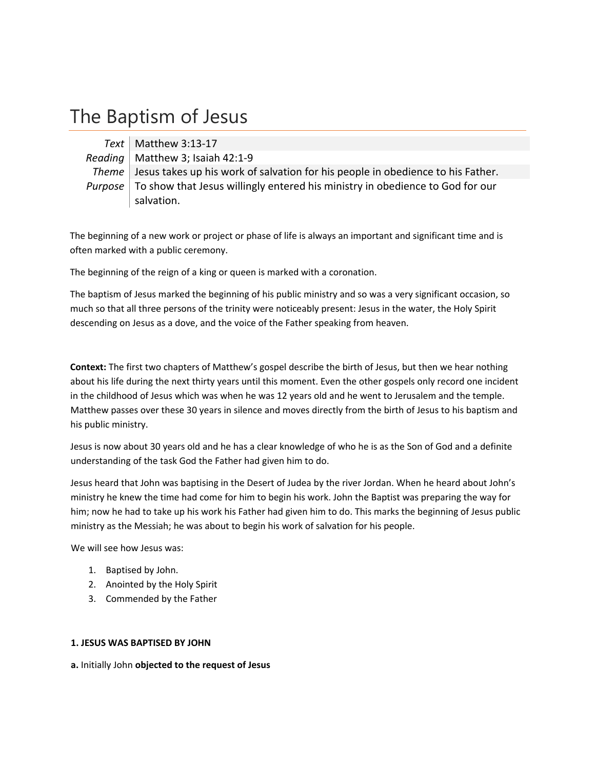# The Baptism of Jesus

| | |
|---|---|
| *Text* | Matthew 3:13-17 |
| *Reading* | Matthew 3; Isaiah 42:1-9 |
| *Theme* | Jesus takes up his work of salvation for his people in obedience to his Father. |
| *Purpose* | To show that Jesus willingly entered his ministry in obedience to God for our salvation. |

The beginning of a new work or project or phase of life is always an important and significant time and is often marked with a public ceremony.

The beginning of the reign of a king or queen is marked with a coronation.

The baptism of Jesus marked the beginning of his public ministry and so was a very significant occasion, so much so that all three persons of the trinity were noticeably present: Jesus in the water, the Holy Spirit descending on Jesus as a dove, and the voice of the Father speaking from heaven.

**Context:** The first two chapters of Matthew's gospel describe the birth of Jesus, but then we hear nothing about his life during the next thirty years until this moment. Even the other gospels only record one incident in the childhood of Jesus which was when he was 12 years old and he went to Jerusalem and the temple. Matthew passes over these 30 years in silence and moves directly from the birth of Jesus to his baptism and his public ministry.

Jesus is now about 30 years old and he has a clear knowledge of who he is as the Son of God and a definite understanding of the task God the Father had given him to do.

Jesus heard that John was baptising in the Desert of Judea by the river Jordan. When he heard about John's ministry he knew the time had come for him to begin his work. John the Baptist was preparing the way for him; now he had to take up his work his Father had given him to do. This marks the beginning of Jesus public ministry as the Messiah; he was about to begin his work of salvation for his people.

We will see how Jesus was:

1. Baptised by John.
2. Anointed by the Holy Spirit
3. Commended by the Father

**1. JESUS WAS BAPTISED BY JOHN**

**a.** Initially John **objected to the request of Jesus**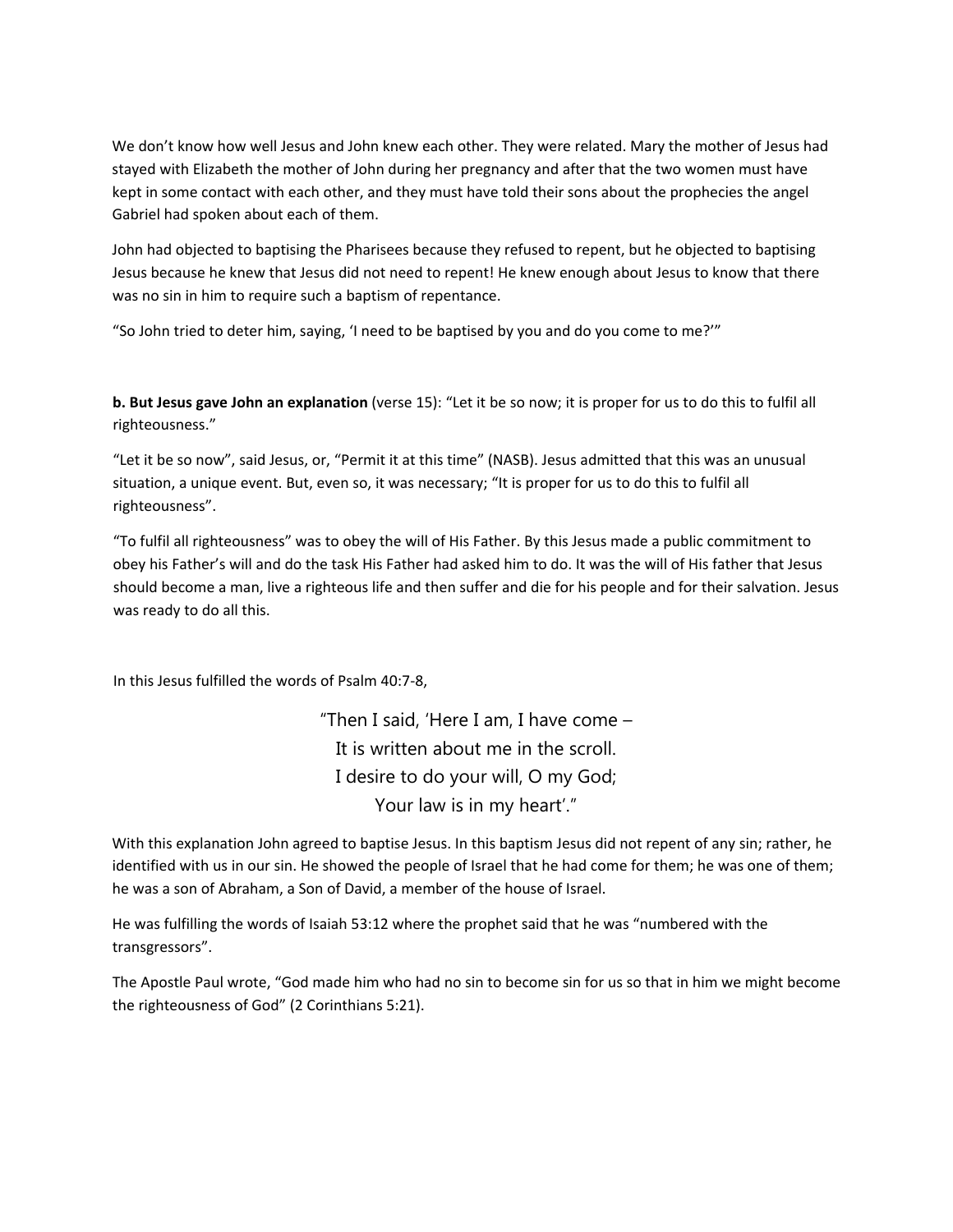We don't know how well Jesus and John knew each other. They were related. Mary the mother of Jesus had stayed with Elizabeth the mother of John during her pregnancy and after that the two women must have kept in some contact with each other, and they must have told their sons about the prophecies the angel Gabriel had spoken about each of them.

John had objected to baptising the Pharisees because they refused to repent, but he objected to baptising Jesus because he knew that Jesus did not need to repent! He knew enough about Jesus to know that there was no sin in him to require such a baptism of repentance.

"So John tried to deter him, saying, 'I need to be baptised by you and do you come to me?'"

**b. But Jesus gave John an explanation** (verse 15): "Let it be so now; it is proper for us to do this to fulfil all righteousness."

"Let it be so now", said Jesus, or, "Permit it at this time" (NASB). Jesus admitted that this was an unusual situation, a unique event. But, even so, it was necessary; "It is proper for us to do this to fulfil all righteousness".

"To fulfil all righteousness" was to obey the will of His Father. By this Jesus made a public commitment to obey his Father's will and do the task His Father had asked him to do. It was the will of His father that Jesus should become a man, live a righteous life and then suffer and die for his people and for their salvation. Jesus was ready to do all this.

In this Jesus fulfilled the words of Psalm 40:7-8,

> "Then I said, 'Here I am, I have come –
> It is written about me in the scroll.
> I desire to do your will, O my God;
> Your law is in my heart'."

With this explanation John agreed to baptise Jesus. In this baptism Jesus did not repent of any sin; rather, he identified with us in our sin. He showed the people of Israel that he had come for them; he was one of them; he was a son of Abraham, a Son of David, a member of the house of Israel.

He was fulfilling the words of Isaiah 53:12 where the prophet said that he was "numbered with the transgressors".

The Apostle Paul wrote, "God made him who had no sin to become sin for us so that in him we might become the righteousness of God" (2 Corinthians 5:21).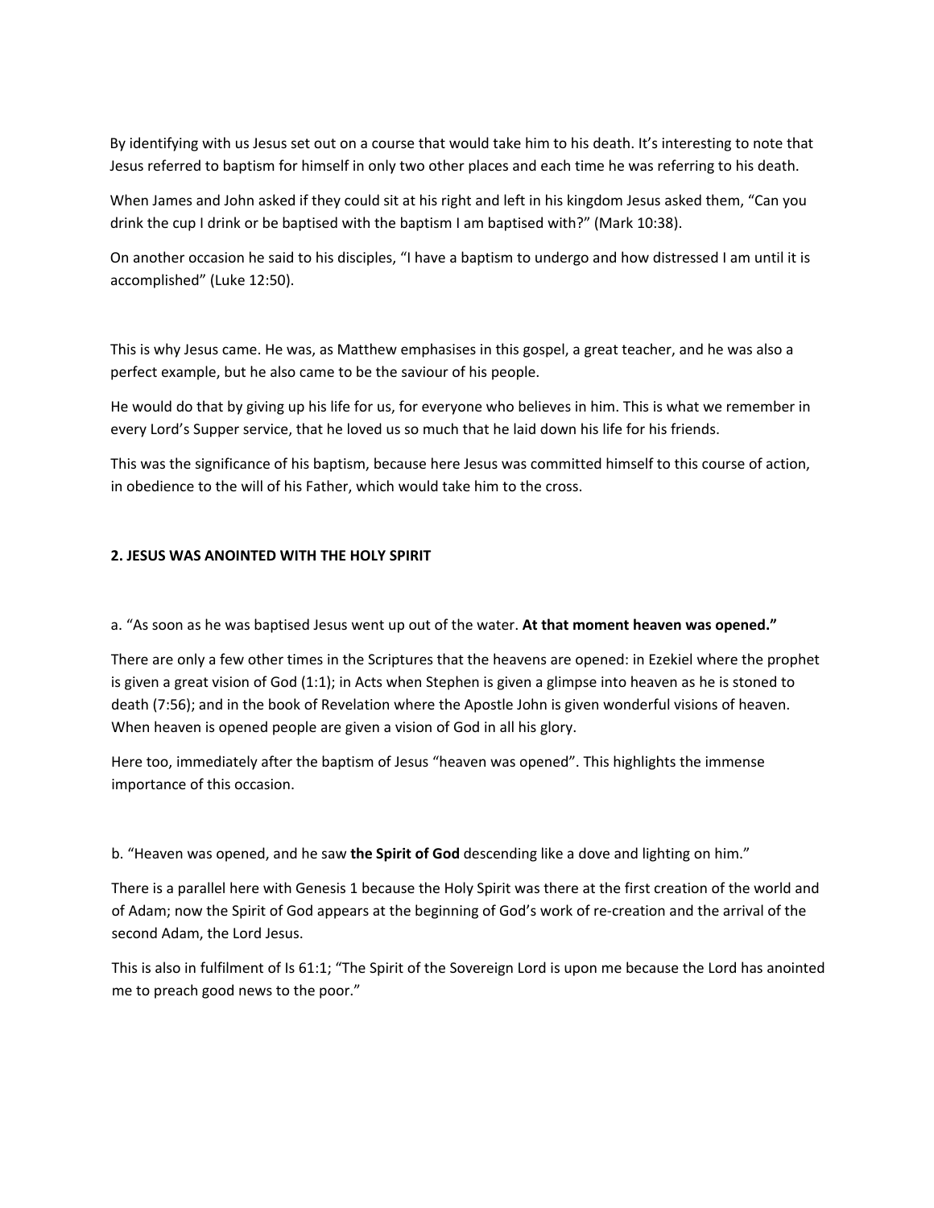By identifying with us Jesus set out on a course that would take him to his death. It's interesting to note that Jesus referred to baptism for himself in only two other places and each time he was referring to his death.

When James and John asked if they could sit at his right and left in his kingdom Jesus asked them, "Can you drink the cup I drink or be baptised with the baptism I am baptised with?" (Mark 10:38).

On another occasion he said to his disciples, "I have a baptism to undergo and how distressed I am until it is accomplished" (Luke 12:50).

This is why Jesus came. He was, as Matthew emphasises in this gospel, a great teacher, and he was also a perfect example, but he also came to be the saviour of his people.

He would do that by giving up his life for us, for everyone who believes in him. This is what we remember in every Lord's Supper service, that he loved us so much that he laid down his life for his friends.

This was the significance of his baptism, because here Jesus was committed himself to this course of action, in obedience to the will of his Father, which would take him to the cross.

**2. JESUS WAS ANOINTED WITH THE HOLY SPIRIT**

a. "As soon as he was baptised Jesus went up out of the water. **At that moment heaven was opened."**

There are only a few other times in the Scriptures that the heavens are opened: in Ezekiel where the prophet is given a great vision of God (1:1); in Acts when Stephen is given a glimpse into heaven as he is stoned to death (7:56); and in the book of Revelation where the Apostle John is given wonderful visions of heaven. When heaven is opened people are given a vision of God in all his glory.

Here too, immediately after the baptism of Jesus "heaven was opened". This highlights the immense importance of this occasion.

b. "Heaven was opened, and he saw **the Spirit of God** descending like a dove and lighting on him."

There is a parallel here with Genesis 1 because the Holy Spirit was there at the first creation of the world and of Adam; now the Spirit of God appears at the beginning of God's work of re-creation and the arrival of the second Adam, the Lord Jesus.

This is also in fulfilment of Is 61:1; "The Spirit of the Sovereign Lord is upon me because the Lord has anointed me to preach good news to the poor."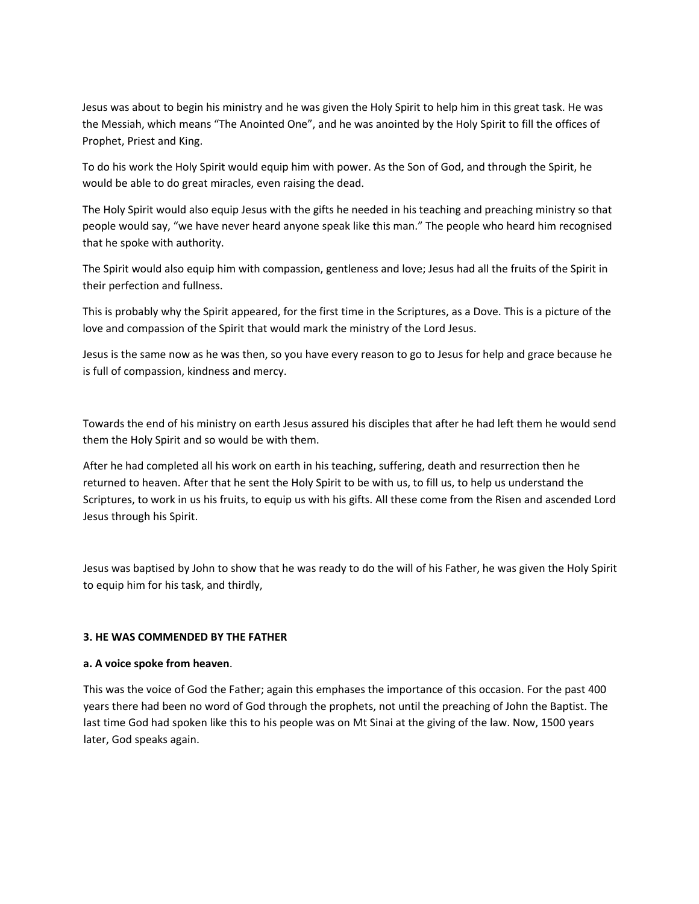Jesus was about to begin his ministry and he was given the Holy Spirit to help him in this great task. He was the Messiah, which means "The Anointed One", and he was anointed by the Holy Spirit to fill the offices of Prophet, Priest and King.

To do his work the Holy Spirit would equip him with power. As the Son of God, and through the Spirit, he would be able to do great miracles, even raising the dead.

The Holy Spirit would also equip Jesus with the gifts he needed in his teaching and preaching ministry so that people would say, "we have never heard anyone speak like this man." The people who heard him recognised that he spoke with authority.

The Spirit would also equip him with compassion, gentleness and love; Jesus had all the fruits of the Spirit in their perfection and fullness.

This is probably why the Spirit appeared, for the first time in the Scriptures, as a Dove. This is a picture of the love and compassion of the Spirit that would mark the ministry of the Lord Jesus.

Jesus is the same now as he was then, so you have every reason to go to Jesus for help and grace because he is full of compassion, kindness and mercy.

Towards the end of his ministry on earth Jesus assured his disciples that after he had left them he would send them the Holy Spirit and so would be with them.

After he had completed all his work on earth in his teaching, suffering, death and resurrection then he returned to heaven. After that he sent the Holy Spirit to be with us, to fill us, to help us understand the Scriptures, to work in us his fruits, to equip us with his gifts. All these come from the Risen and ascended Lord Jesus through his Spirit.

Jesus was baptised by John to show that he was ready to do the will of his Father, he was given the Holy Spirit to equip him for his task, and thirdly,

**3. HE WAS COMMENDED BY THE FATHER**

**a. A voice spoke from heaven**.

This was the voice of God the Father; again this emphases the importance of this occasion. For the past 400 years there had been no word of God through the prophets, not until the preaching of John the Baptist. The last time God had spoken like this to his people was on Mt Sinai at the giving of the law. Now, 1500 years later, God speaks again.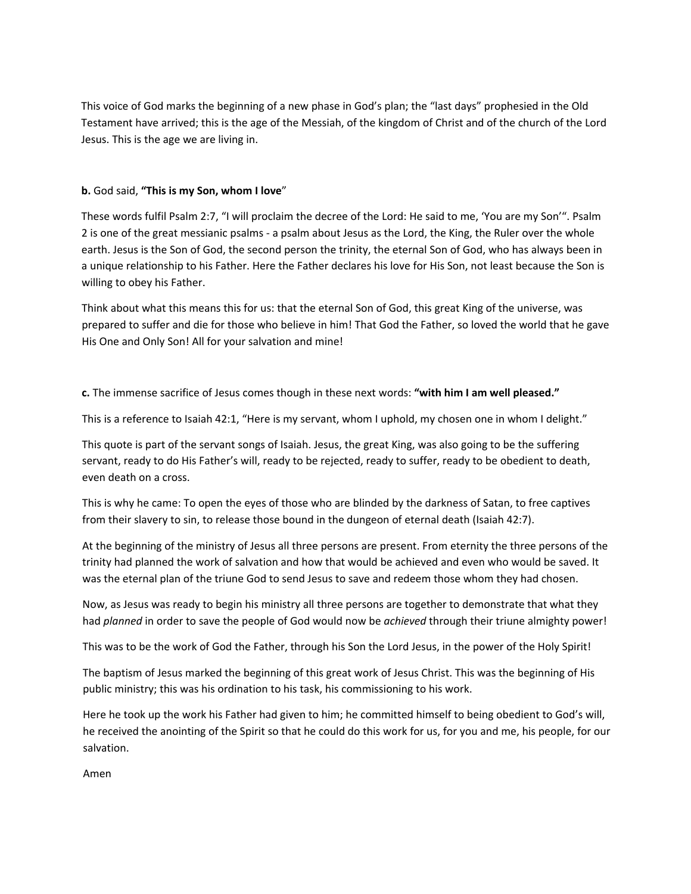This voice of God marks the beginning of a new phase in God's plan; the "last days" prophesied in the Old Testament have arrived; this is the age of the Messiah, of the kingdom of Christ and of the church of the Lord Jesus. This is the age we are living in.

**b.** God said, **"This is my Son, whom I love**"

These words fulfil Psalm 2:7, "I will proclaim the decree of the Lord: He said to me, 'You are my Son'". Psalm 2 is one of the great messianic psalms - a psalm about Jesus as the Lord, the King, the Ruler over the whole earth. Jesus is the Son of God, the second person the trinity, the eternal Son of God, who has always been in a unique relationship to his Father. Here the Father declares his love for His Son, not least because the Son is willing to obey his Father.

Think about what this means this for us: that the eternal Son of God, this great King of the universe, was prepared to suffer and die for those who believe in him! That God the Father, so loved the world that he gave His One and Only Son! All for your salvation and mine!

**c.** The immense sacrifice of Jesus comes though in these next words: **"with him I am well pleased."**

This is a reference to Isaiah 42:1, "Here is my servant, whom I uphold, my chosen one in whom I delight."

This quote is part of the servant songs of Isaiah. Jesus, the great King, was also going to be the suffering servant, ready to do His Father's will, ready to be rejected, ready to suffer, ready to be obedient to death, even death on a cross.

This is why he came: To open the eyes of those who are blinded by the darkness of Satan, to free captives from their slavery to sin, to release those bound in the dungeon of eternal death (Isaiah 42:7).

At the beginning of the ministry of Jesus all three persons are present. From eternity the three persons of the trinity had planned the work of salvation and how that would be achieved and even who would be saved. It was the eternal plan of the triune God to send Jesus to save and redeem those whom they had chosen.

Now, as Jesus was ready to begin his ministry all three persons are together to demonstrate that what they had *planned* in order to save the people of God would now be *achieved* through their triune almighty power!

This was to be the work of God the Father, through his Son the Lord Jesus, in the power of the Holy Spirit!

The baptism of Jesus marked the beginning of this great work of Jesus Christ. This was the beginning of His public ministry; this was his ordination to his task, his commissioning to his work.

Here he took up the work his Father had given to him; he committed himself to being obedient to God's will, he received the anointing of the Spirit so that he could do this work for us, for you and me, his people, for our salvation.

Amen